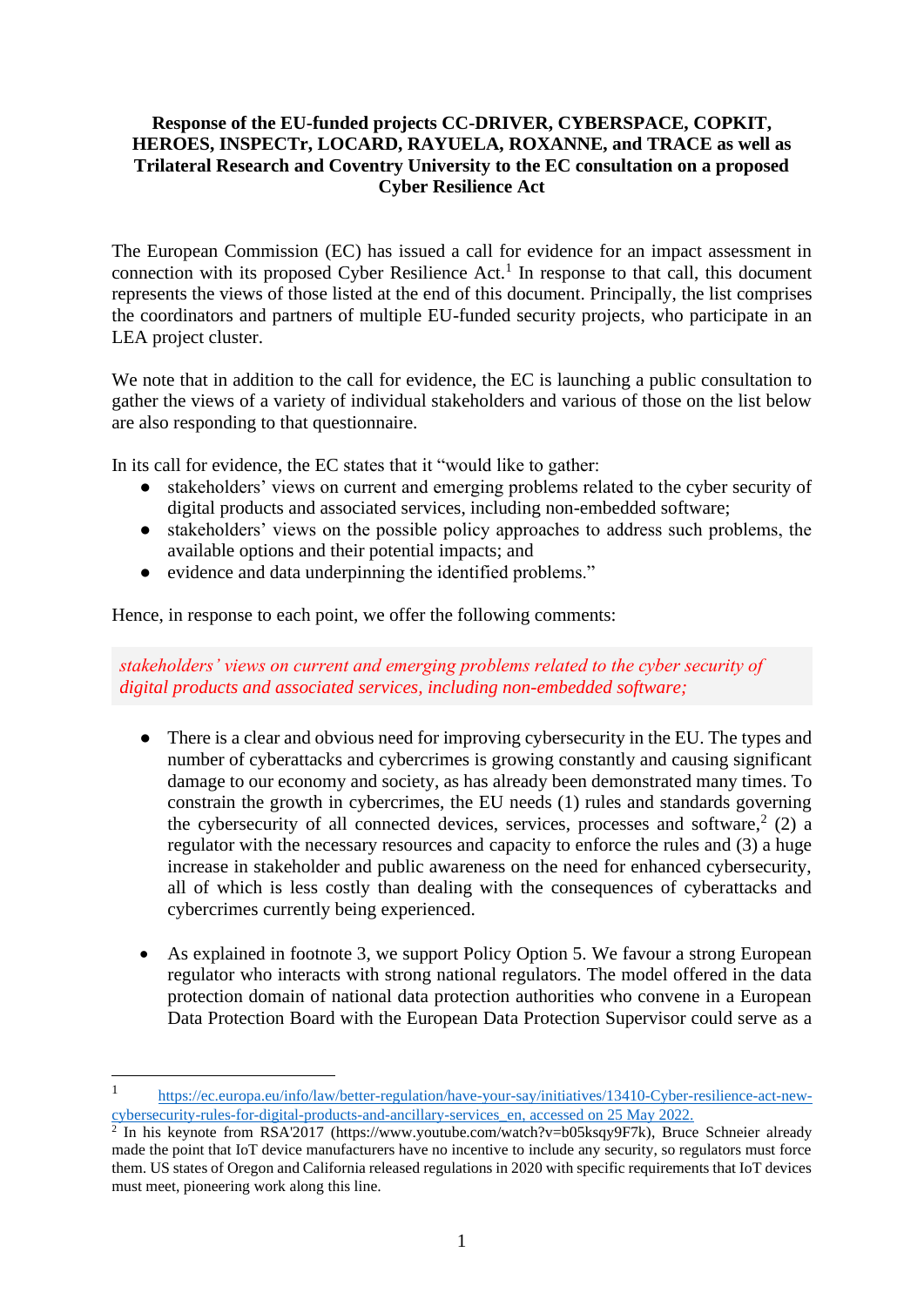**Response of the EU-funded projects CC-DRIVER, CYBERSPACE, COPKIT, HEROES, INSPECTr, LOCARD, RAYUELA, ROXANNE, and TRACE as well as Trilateral Research and Coventry University to the EC consultation on a proposed Cyber Resilience Act**

The European Commission (EC) has issued a call for evidence for an impact assessment in connection with its proposed Cyber Resilience Act.[1] In response to that call, this document represents the views of those listed at the end of this document. Principally, the list comprises the coordinators and partners of multiple EU-funded security projects, who participate in an LEA project cluster.

We note that in addition to the call for evidence, the EC is launching a public consultation to gather the views of a variety of individual stakeholders and various of those on the list below are also responding to that questionnaire.

In its call for evidence, the EC states that it "would like to gather:

- stakeholders' views on current and emerging problems related to the cyber security of digital products and associated services, including non-embedded software;
- stakeholders' views on the possible policy approaches to address such problems, the available options and their potential impacts; and
- evidence and data underpinning the identified problems."

Hence, in response to each point, we offer the following comments:

*stakeholders' views on current and emerging problems related to the cyber security of digital products and associated services, including non-embedded software;*

- There is a clear and obvious need for improving cybersecurity in the EU. The types and number of cyberattacks and cybercrimes is growing constantly and causing significant damage to our economy and society, as has already been demonstrated many times. To constrain the growth in cybercrimes, the EU needs (1) rules and standards governing the cybersecurity of all connected devices, services, processes and software,[2] (2) a regulator with the necessary resources and capacity to enforce the rules and (3) a huge increase in stakeholder and public awareness on the need for enhanced cybersecurity, all of which is less costly than dealing with the consequences of cyberattacks and cybercrimes currently being experienced.

- As explained in footnote 3, we support Policy Option 5. We favour a strong European regulator who interacts with strong national regulators. The model offered in the data protection domain of national data protection authorities who convene in a European Data Protection Board with the European Data Protection Supervisor could serve as a

---

[1] https://ec.europa.eu/info/law/better-regulation/have-your-say/initiatives/13410-Cyber-resilience-act-new-cybersecurity-rules-for-digital-products-and-ancillary-services_en, accessed on 25 May 2022.

[2] In his keynote from RSA'2017 (https://www.youtube.com/watch?v=b05ksqy9F7k), Bruce Schneier already made the point that IoT device manufacturers have no incentive to include any security, so regulators must force them. US states of Oregon and California released regulations in 2020 with specific requirements that IoT devices must meet, pioneering work along this line.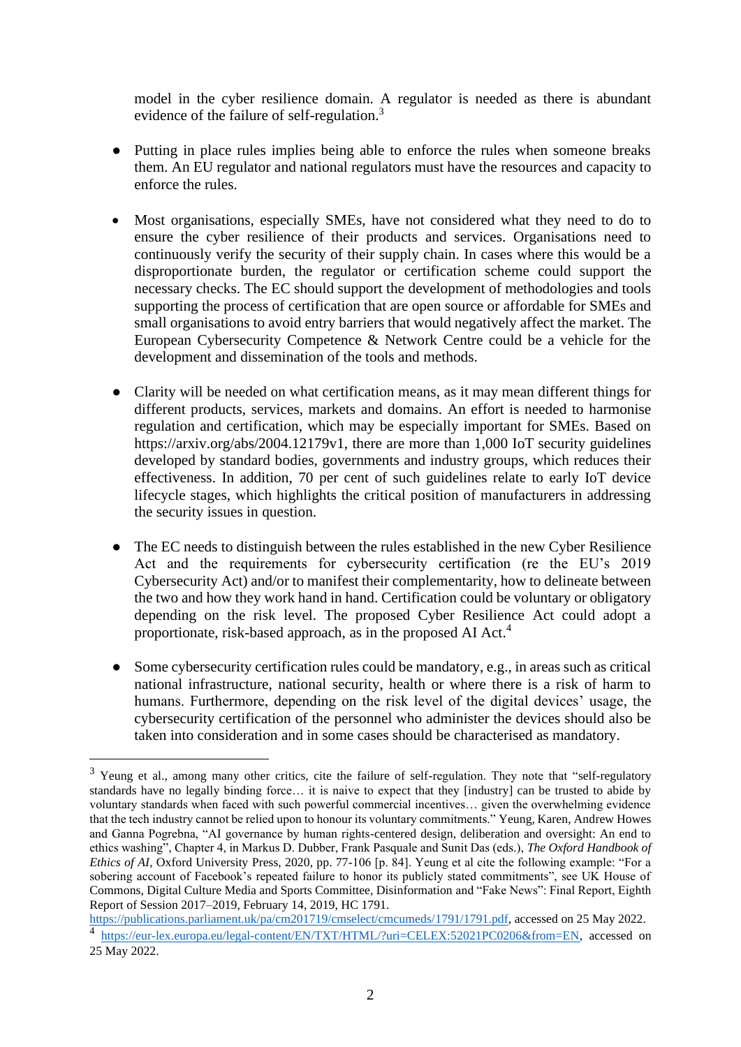model in the cyber resilience domain. A regulator is needed as there is abundant evidence of the failure of self-regulation.[3]

- Putting in place rules implies being able to enforce the rules when someone breaks them. An EU regulator and national regulators must have the resources and capacity to enforce the rules.

- Most organisations, especially SMEs, have not considered what they need to do to ensure the cyber resilience of their products and services. Organisations need to continuously verify the security of their supply chain. In cases where this would be a disproportionate burden, the regulator or certification scheme could support the necessary checks. The EC should support the development of methodologies and tools supporting the process of certification that are open source or affordable for SMEs and small organisations to avoid entry barriers that would negatively affect the market. The European Cybersecurity Competence & Network Centre could be a vehicle for the development and dissemination of the tools and methods.

- Clarity will be needed on what certification means, as it may mean different things for different products, services, markets and domains. An effort is needed to harmonise regulation and certification, which may be especially important for SMEs. Based on https://arxiv.org/abs/2004.12179v1, there are more than 1,000 IoT security guidelines developed by standard bodies, governments and industry groups, which reduces their effectiveness. In addition, 70 per cent of such guidelines relate to early IoT device lifecycle stages, which highlights the critical position of manufacturers in addressing the security issues in question.

- The EC needs to distinguish between the rules established in the new Cyber Resilience Act and the requirements for cybersecurity certification (re the EU's 2019 Cybersecurity Act) and/or to manifest their complementarity, how to delineate between the two and how they work hand in hand. Certification could be voluntary or obligatory depending on the risk level. The proposed Cyber Resilience Act could adopt a proportionate, risk-based approach, as in the proposed AI Act.[4]

- Some cybersecurity certification rules could be mandatory, e.g., in areas such as critical national infrastructure, national security, health or where there is a risk of harm to humans. Furthermore, depending on the risk level of the digital devices' usage, the cybersecurity certification of the personnel who administer the devices should also be taken into consideration and in some cases should be characterised as mandatory.

---

[3] Yeung et al., among many other critics, cite the failure of self-regulation. They note that "self-regulatory standards have no legally binding force… it is naive to expect that they [industry] can be trusted to abide by voluntary standards when faced with such powerful commercial incentives… given the overwhelming evidence that the tech industry cannot be relied upon to honour its voluntary commitments." Yeung, Karen, Andrew Howes and Ganna Pogrebna, "AI governance by human rights-centered design, deliberation and oversight: An end to ethics washing", Chapter 4, in Markus D. Dubber, Frank Pasquale and Sunit Das (eds.), *The Oxford Handbook of Ethics of AI*, Oxford University Press, 2020, pp. 77-106 [p. 84]. Yeung et al cite the following example: "For a sobering account of Facebook's repeated failure to honor its publicly stated commitments", see UK House of Commons, Digital Culture Media and Sports Committee, Disinformation and "Fake News": Final Report, Eighth Report of Session 2017–2019, February 14, 2019, HC 1791. https://publications.parliament.uk/pa/cm201719/cmselect/cmcumeds/1791/1791.pdf, accessed on 25 May 2022.

[4] https://eur-lex.europa.eu/legal-content/EN/TXT/HTML/?uri=CELEX:52021PC0206&from=EN, accessed on 25 May 2022.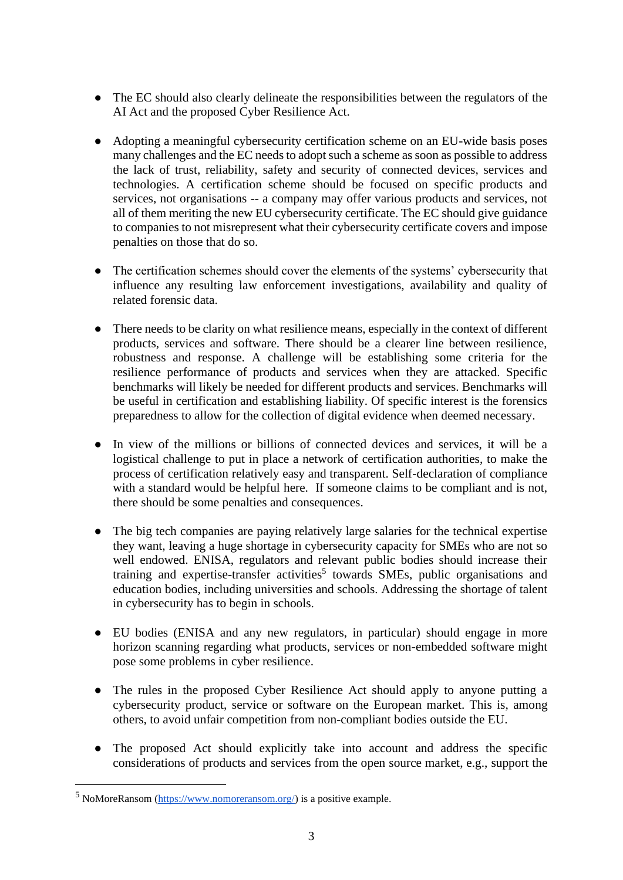- The EC should also clearly delineate the responsibilities between the regulators of the AI Act and the proposed Cyber Resilience Act.

- Adopting a meaningful cybersecurity certification scheme on an EU-wide basis poses many challenges and the EC needs to adopt such a scheme as soon as possible to address the lack of trust, reliability, safety and security of connected devices, services and technologies. A certification scheme should be focused on specific products and services, not organisations -- a company may offer various products and services, not all of them meriting the new EU cybersecurity certificate. The EC should give guidance to companies to not misrepresent what their cybersecurity certificate covers and impose penalties on those that do so.

- The certification schemes should cover the elements of the systems' cybersecurity that influence any resulting law enforcement investigations, availability and quality of related forensic data.

- There needs to be clarity on what resilience means, especially in the context of different products, services and software. There should be a clearer line between resilience, robustness and response. A challenge will be establishing some criteria for the resilience performance of products and services when they are attacked. Specific benchmarks will likely be needed for different products and services. Benchmarks will be useful in certification and establishing liability. Of specific interest is the forensics preparedness to allow for the collection of digital evidence when deemed necessary.

- In view of the millions or billions of connected devices and services, it will be a logistical challenge to put in place a network of certification authorities, to make the process of certification relatively easy and transparent. Self-declaration of compliance with a standard would be helpful here. If someone claims to be compliant and is not, there should be some penalties and consequences.

- The big tech companies are paying relatively large salaries for the technical expertise they want, leaving a huge shortage in cybersecurity capacity for SMEs who are not so well endowed. ENISA, regulators and relevant public bodies should increase their training and expertise-transfer activities[5] towards SMEs, public organisations and education bodies, including universities and schools. Addressing the shortage of talent in cybersecurity has to begin in schools.

- EU bodies (ENISA and any new regulators, in particular) should engage in more horizon scanning regarding what products, services or non-embedded software might pose some problems in cyber resilience.

- The rules in the proposed Cyber Resilience Act should apply to anyone putting a cybersecurity product, service or software on the European market. This is, among others, to avoid unfair competition from non-compliant bodies outside the EU.

- The proposed Act should explicitly take into account and address the specific considerations of products and services from the open source market, e.g., support the

---

[5] NoMoreRansom (https://www.nomoreransom.org/) is a positive example.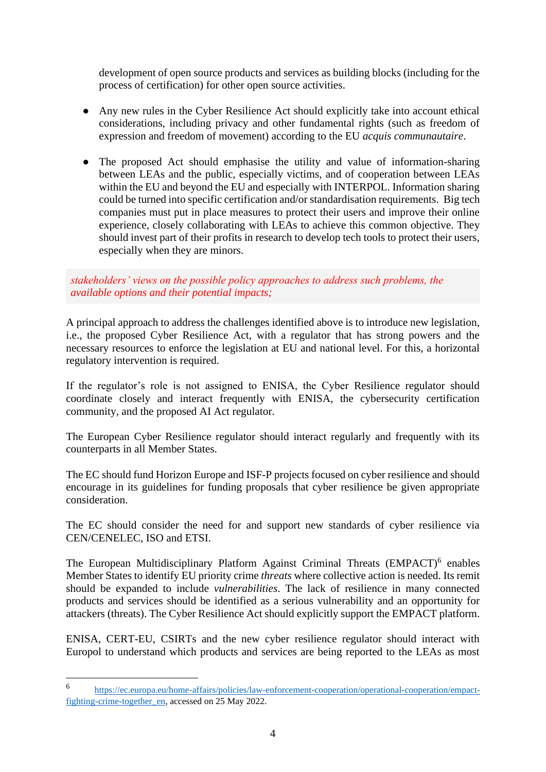development of open source products and services as building blocks (including for the process of certification) for other open source activities.

- Any new rules in the Cyber Resilience Act should explicitly take into account ethical considerations, including privacy and other fundamental rights (such as freedom of expression and freedom of movement) according to the EU *acquis communautaire*.

- The proposed Act should emphasise the utility and value of information-sharing between LEAs and the public, especially victims, and of cooperation between LEAs within the EU and beyond the EU and especially with INTERPOL. Information sharing could be turned into specific certification and/or standardisation requirements. Big tech companies must put in place measures to protect their users and improve their online experience, closely collaborating with LEAs to achieve this common objective. They should invest part of their profits in research to develop tech tools to protect their users, especially when they are minors.

*stakeholders' views on the possible policy approaches to address such problems, the available options and their potential impacts;*

A principal approach to address the challenges identified above is to introduce new legislation, i.e., the proposed Cyber Resilience Act, with a regulator that has strong powers and the necessary resources to enforce the legislation at EU and national level. For this, a horizontal regulatory intervention is required.

If the regulator's role is not assigned to ENISA, the Cyber Resilience regulator should coordinate closely and interact frequently with ENISA, the cybersecurity certification community, and the proposed AI Act regulator.

The European Cyber Resilience regulator should interact regularly and frequently with its counterparts in all Member States.

The EC should fund Horizon Europe and ISF-P projects focused on cyber resilience and should encourage in its guidelines for funding proposals that cyber resilience be given appropriate consideration.

The EC should consider the need for and support new standards of cyber resilience via CEN/CENELEC, ISO and ETSI.

The European Multidisciplinary Platform Against Criminal Threats (EMPACT)[6] enables Member States to identify EU priority crime *threats* where collective action is needed. Its remit should be expanded to include *vulnerabilities*. The lack of resilience in many connected products and services should be identified as a serious vulnerability and an opportunity for attackers (threats). The Cyber Resilience Act should explicitly support the EMPACT platform.

ENISA, CERT-EU, CSIRTs and the new cyber resilience regulator should interact with Europol to understand which products and services are being reported to the LEAs as most

---

[6] https://ec.europa.eu/home-affairs/policies/law-enforcement-cooperation/operational-cooperation/empact-fighting-crime-together_en, accessed on 25 May 2022.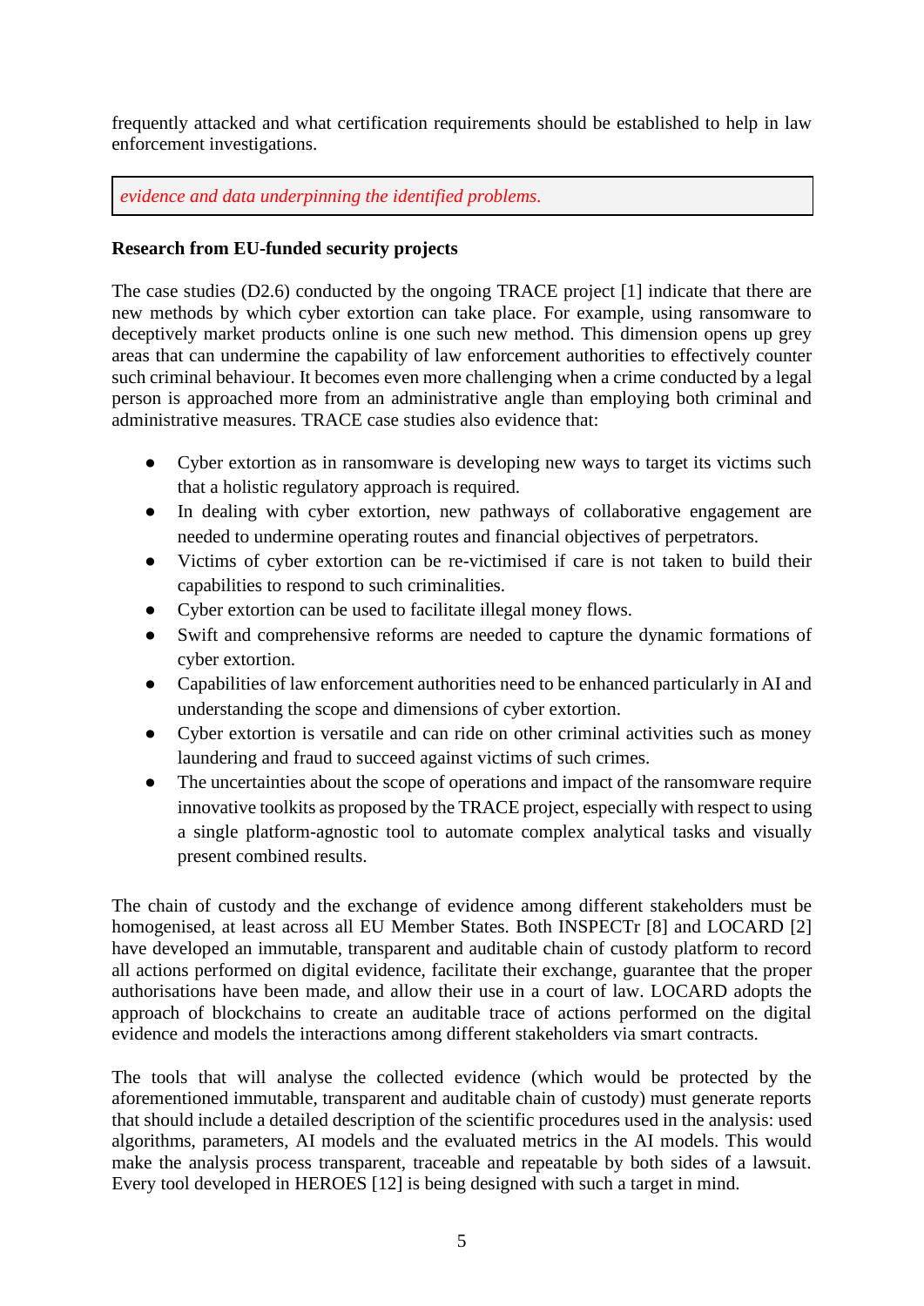frequently attacked and what certification requirements should be established to help in law enforcement investigations.

*evidence and data underpinning the identified problems.*

**Research from EU-funded security projects**

The case studies (D2.6) conducted by the ongoing TRACE project [1] indicate that there are new methods by which cyber extortion can take place. For example, using ransomware to deceptively market products online is one such new method. This dimension opens up grey areas that can undermine the capability of law enforcement authorities to effectively counter such criminal behaviour. It becomes even more challenging when a crime conducted by a legal person is approached more from an administrative angle than employing both criminal and administrative measures. TRACE case studies also evidence that:

- Cyber extortion as in ransomware is developing new ways to target its victims such that a holistic regulatory approach is required.
- In dealing with cyber extortion, new pathways of collaborative engagement are needed to undermine operating routes and financial objectives of perpetrators.
- Victims of cyber extortion can be re-victimised if care is not taken to build their capabilities to respond to such criminalities.
- Cyber extortion can be used to facilitate illegal money flows.
- Swift and comprehensive reforms are needed to capture the dynamic formations of cyber extortion.
- Capabilities of law enforcement authorities need to be enhanced particularly in AI and understanding the scope and dimensions of cyber extortion.
- Cyber extortion is versatile and can ride on other criminal activities such as money laundering and fraud to succeed against victims of such crimes.
- The uncertainties about the scope of operations and impact of the ransomware require innovative toolkits as proposed by the TRACE project, especially with respect to using a single platform-agnostic tool to automate complex analytical tasks and visually present combined results.

The chain of custody and the exchange of evidence among different stakeholders must be homogenised, at least across all EU Member States. Both INSPECTr [8] and LOCARD [2] have developed an immutable, transparent and auditable chain of custody platform to record all actions performed on digital evidence, facilitate their exchange, guarantee that the proper authorisations have been made, and allow their use in a court of law. LOCARD adopts the approach of blockchains to create an auditable trace of actions performed on the digital evidence and models the interactions among different stakeholders via smart contracts.

The tools that will analyse the collected evidence (which would be protected by the aforementioned immutable, transparent and auditable chain of custody) must generate reports that should include a detailed description of the scientific procedures used in the analysis: used algorithms, parameters, AI models and the evaluated metrics in the AI models. This would make the analysis process transparent, traceable and repeatable by both sides of a lawsuit. Every tool developed in HEROES [12] is being designed with such a target in mind.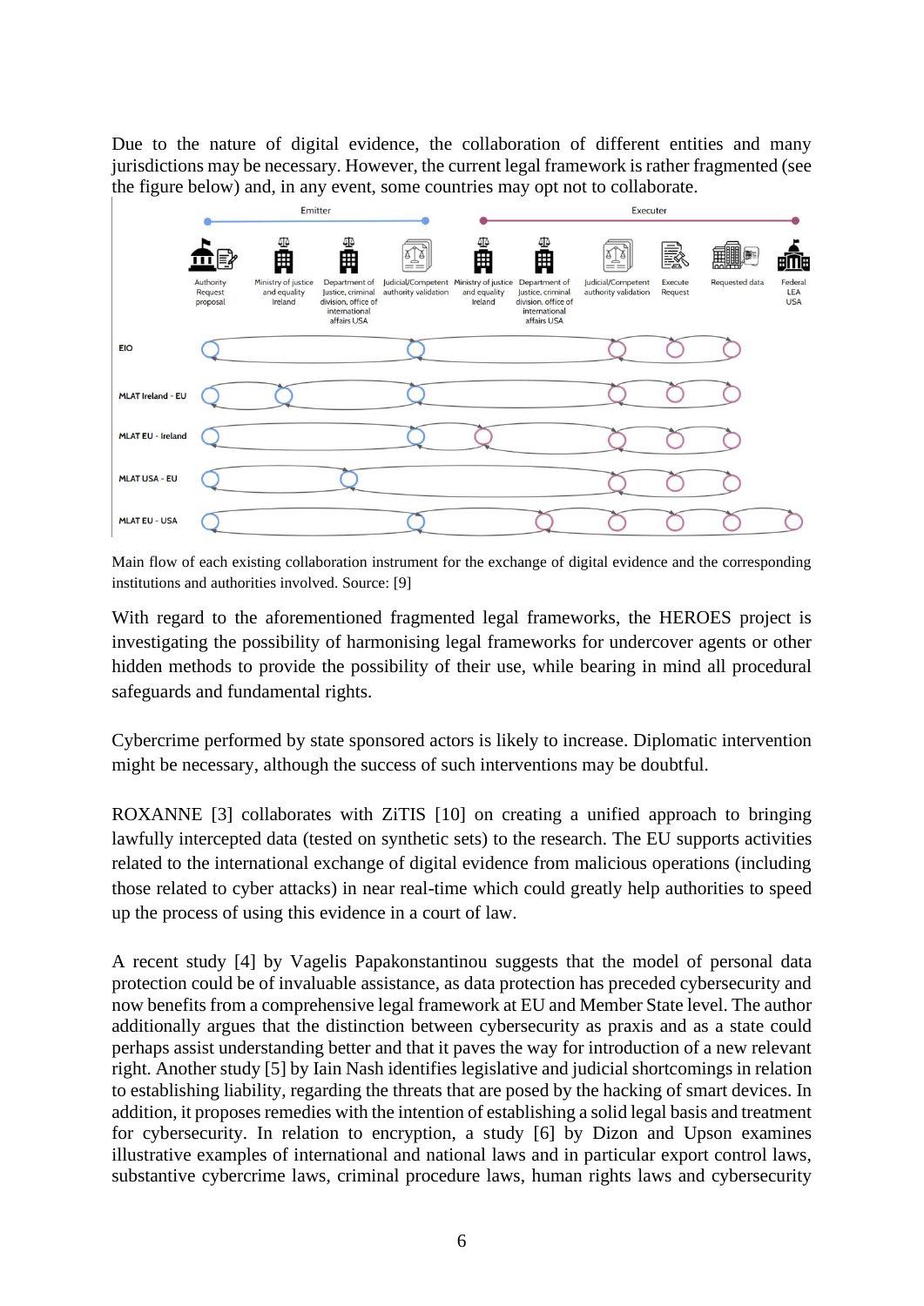Due to the nature of digital evidence, the collaboration of different entities and many jurisdictions may be necessary. However, the current legal framework is rather fragmented (see the figure below) and, in any event, some countries may opt not to collaborate.

Main flow of each existing collaboration instrument for the exchange of digital evidence and the corresponding institutions and authorities involved. Source: [9]

With regard to the aforementioned fragmented legal frameworks, the HEROES project is investigating the possibility of harmonising legal frameworks for undercover agents or other hidden methods to provide the possibility of their use, while bearing in mind all procedural safeguards and fundamental rights.

Cybercrime performed by state sponsored actors is likely to increase. Diplomatic intervention might be necessary, although the success of such interventions may be doubtful.

ROXANNE [3] collaborates with ZiTIS [10] on creating a unified approach to bringing lawfully intercepted data (tested on synthetic sets) to the research. The EU supports activities related to the international exchange of digital evidence from malicious operations (including those related to cyber attacks) in near real-time which could greatly help authorities to speed up the process of using this evidence in a court of law.

A recent study [4] by Vagelis Papakonstantinou suggests that the model of personal data protection could be of invaluable assistance, as data protection has preceded cybersecurity and now benefits from a comprehensive legal framework at EU and Member State level. The author additionally argues that the distinction between cybersecurity as praxis and as a state could perhaps assist understanding better and that it paves the way for introduction of a new relevant right. Another study [5] by Iain Nash identifies legislative and judicial shortcomings in relation to establishing liability, regarding the threats that are posed by the hacking of smart devices. In addition, it proposes remedies with the intention of establishing a solid legal basis and treatment for cybersecurity. In relation to encryption, a study [6] by Dizon and Upson examines illustrative examples of international and national laws and in particular export control laws, substantive cybercrime laws, criminal procedure laws, human rights laws and cybersecurity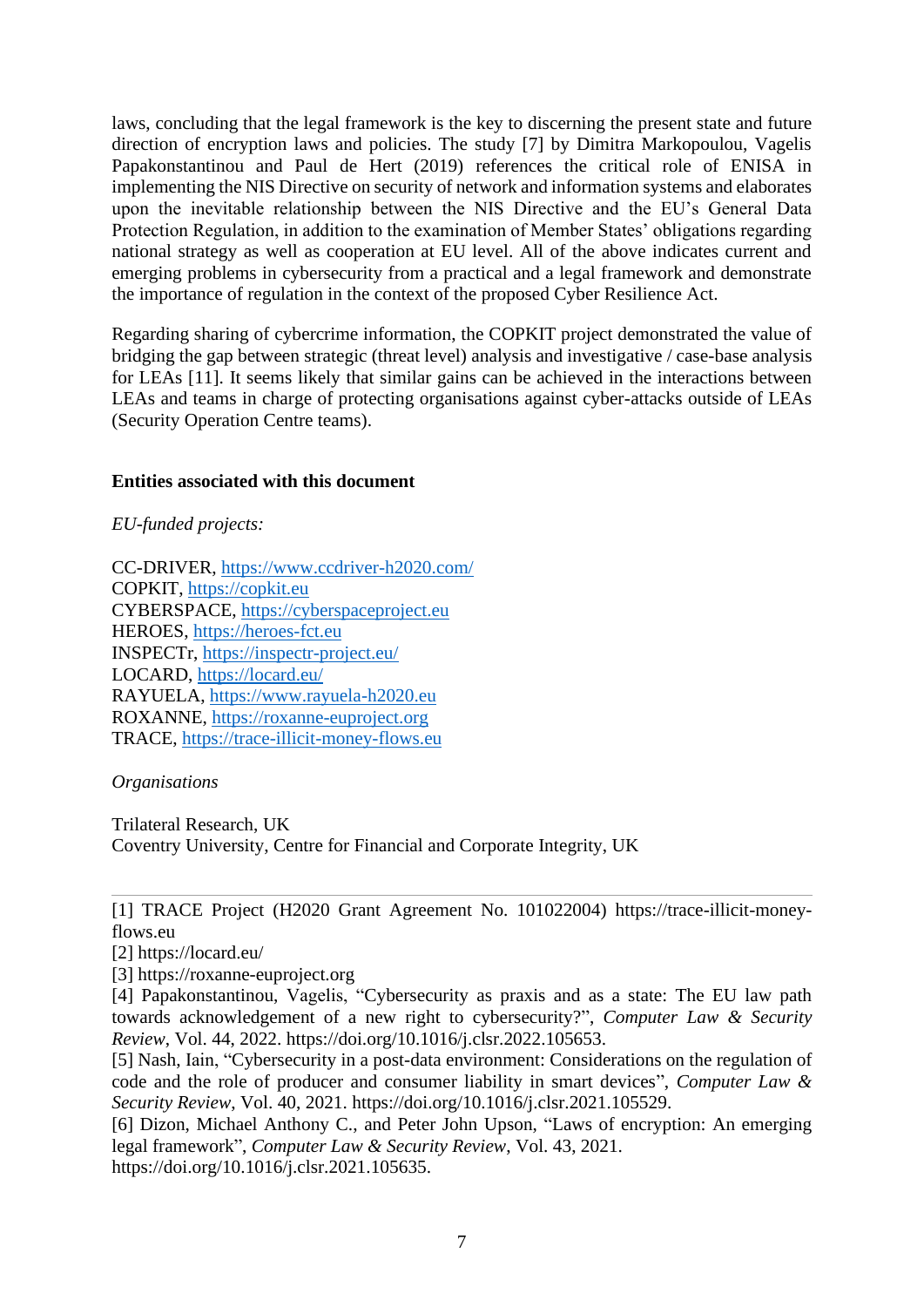laws, concluding that the legal framework is the key to discerning the present state and future direction of encryption laws and policies. The study [7] by Dimitra Markopoulou, Vagelis Papakonstantinou and Paul de Hert (2019) references the critical role of ENISA in implementing the NIS Directive on security of network and information systems and elaborates upon the inevitable relationship between the NIS Directive and the EU's General Data Protection Regulation, in addition to the examination of Member States' obligations regarding national strategy as well as cooperation at EU level. All of the above indicates current and emerging problems in cybersecurity from a practical and a legal framework and demonstrate the importance of regulation in the context of the proposed Cyber Resilience Act.

Regarding sharing of cybercrime information, the COPKIT project demonstrated the value of bridging the gap between strategic (threat level) analysis and investigative / case-base analysis for LEAs [11]. It seems likely that similar gains can be achieved in the interactions between LEAs and teams in charge of protecting organisations against cyber-attacks outside of LEAs (Security Operation Centre teams).

**Entities associated with this document**

*EU-funded projects:*

CC-DRIVER, https://www.ccdriver-h2020.com/
COPKIT, https://copkit.eu
CYBERSPACE, https://cyberspaceproject.eu
HEROES, https://heroes-fct.eu
INSPECTr, https://inspectr-project.eu/
LOCARD, https://locard.eu/
RAYUELA, https://www.rayuela-h2020.eu
ROXANNE, https://roxanne-euproject.org
TRACE, https://trace-illicit-money-flows.eu

*Organisations*

Trilateral Research, UK
Coventry University, Centre for Financial and Corporate Integrity, UK

---

[1] TRACE Project (H2020 Grant Agreement No. 101022004) https://trace-illicit-money-flows.eu
[2] https://locard.eu/
[3] https://roxanne-euproject.org
[4] Papakonstantinou, Vagelis, "Cybersecurity as praxis and as a state: The EU law path towards acknowledgement of a new right to cybersecurity?", *Computer Law & Security Review*, Vol. 44, 2022. https://doi.org/10.1016/j.clsr.2022.105653.
[5] Nash, Iain, "Cybersecurity in a post-data environment: Considerations on the regulation of code and the role of producer and consumer liability in smart devices", *Computer Law & Security Review*, Vol. 40, 2021. https://doi.org/10.1016/j.clsr.2021.105529.
[6] Dizon, Michael Anthony C., and Peter John Upson, "Laws of encryption: An emerging legal framework", *Computer Law & Security Review*, Vol. 43, 2021. https://doi.org/10.1016/j.clsr.2021.105635.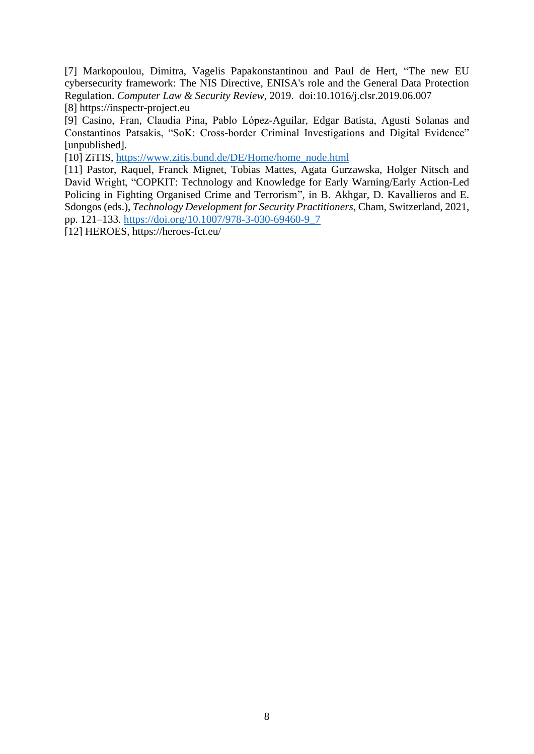[7] Markopoulou, Dimitra, Vagelis Papakonstantinou and Paul de Hert, "The new EU cybersecurity framework: The NIS Directive, ENISA's role and the General Data Protection Regulation. *Computer Law & Security Review*, 2019. doi:10.1016/j.clsr.2019.06.007

[8] https://inspectr-project.eu

[9] Casino, Fran, Claudia Pina, Pablo López-Aguilar, Edgar Batista, Agusti Solanas and Constantinos Patsakis, "SoK: Cross-border Criminal Investigations and Digital Evidence" [unpublished].

[10] ZiTIS, https://www.zitis.bund.de/DE/Home/home_node.html

[11] Pastor, Raquel, Franck Mignet, Tobias Mattes, Agata Gurzawska, Holger Nitsch and David Wright, "COPKIT: Technology and Knowledge for Early Warning/Early Action-Led Policing in Fighting Organised Crime and Terrorism", in B. Akhgar, D. Kavallieros and E. Sdongos (eds.), *Technology Development for Security Practitioners*, Cham, Switzerland, 2021, pp. 121–133. https://doi.org/10.1007/978-3-030-69460-9_7

[12] HEROES, https://heroes-fct.eu/